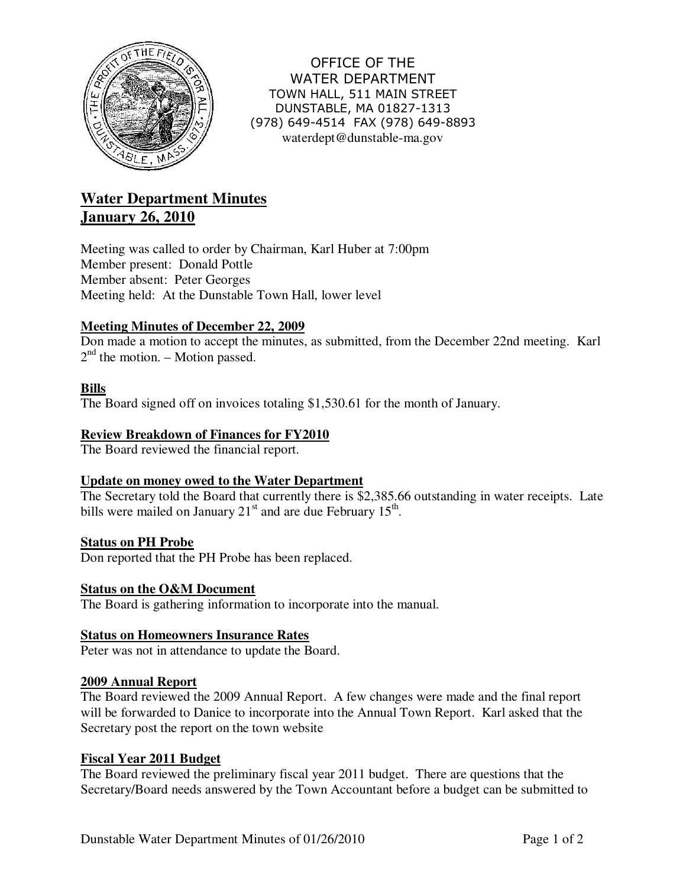OFFICE OF THE
WATER DEPARTMENT
TOWN HALL, 511 MAIN STREET
DUNSTABLE, MA 01827-1313
(978) 649-4514 FAX (978) 649-8893
waterdept@dunstable-ma.gov

# Water Department Minutes
# January 26, 2010

Meeting was called to order by Chairman, Karl Huber at 7:00pm
Member present: Donald Pottle
Member absent: Peter Georges
Meeting held: At the Dunstable Town Hall, lower level

**Meeting Minutes of December 22, 2009**

Don made a motion to accept the minutes, as submitted, from the December 22nd meeting. Karl 2nd the motion. – Motion passed.

**Bills**

The Board signed off on invoices totaling $1,530.61 for the month of January.

**Review Breakdown of Finances for FY2010**

The Board reviewed the financial report.

**Update on money owed to the Water Department**

The Secretary told the Board that currently there is $2,385.66 outstanding in water receipts. Late bills were mailed on January 21st and are due February 15th.

**Status on PH Probe**

Don reported that the PH Probe has been replaced.

**Status on the O&M Document**

The Board is gathering information to incorporate into the manual.

**Status on Homeowners Insurance Rates**

Peter was not in attendance to update the Board.

**2009 Annual Report**

The Board reviewed the 2009 Annual Report. A few changes were made and the final report will be forwarded to Danice to incorporate into the Annual Town Report. Karl asked that the Secretary post the report on the town website

**Fiscal Year 2011 Budget**

The Board reviewed the preliminary fiscal year 2011 budget. There are questions that the Secretary/Board needs answered by the Town Accountant before a budget can be submitted to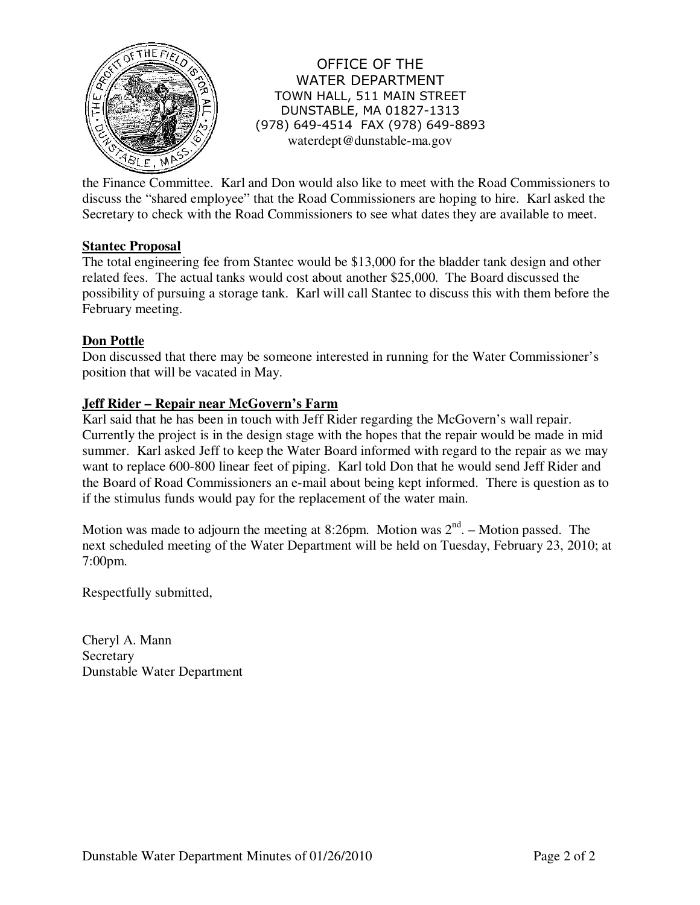OFFICE OF THE
WATER DEPARTMENT
TOWN HALL, 511 MAIN STREET
DUNSTABLE, MA 01827-1313
(978) 649-4514 FAX (978) 649-8893
waterdept@dunstable-ma.gov

the Finance Committee. Karl and Don would also like to meet with the Road Commissioners to discuss the "shared employee" that the Road Commissioners are hoping to hire. Karl asked the Secretary to check with the Road Commissioners to see what dates they are available to meet.

**Stantec Proposal**

The total engineering fee from Stantec would be $13,000 for the bladder tank design and other related fees. The actual tanks would cost about another $25,000. The Board discussed the possibility of pursuing a storage tank. Karl will call Stantec to discuss this with them before the February meeting.

**Don Pottle**

Don discussed that there may be someone interested in running for the Water Commissioner's position that will be vacated in May.

**Jeff Rider – Repair near McGovern's Farm**

Karl said that he has been in touch with Jeff Rider regarding the McGovern's wall repair. Currently the project is in the design stage with the hopes that the repair would be made in mid summer. Karl asked Jeff to keep the Water Board informed with regard to the repair as we may want to replace 600-800 linear feet of piping. Karl told Don that he would send Jeff Rider and the Board of Road Commissioners an e-mail about being kept informed. There is question as to if the stimulus funds would pay for the replacement of the water main.

Motion was made to adjourn the meeting at 8:26pm. Motion was 2nd. – Motion passed. The next scheduled meeting of the Water Department will be held on Tuesday, February 23, 2010; at 7:00pm.

Respectfully submitted,

Cheryl A. Mann
Secretary
Dunstable Water Department